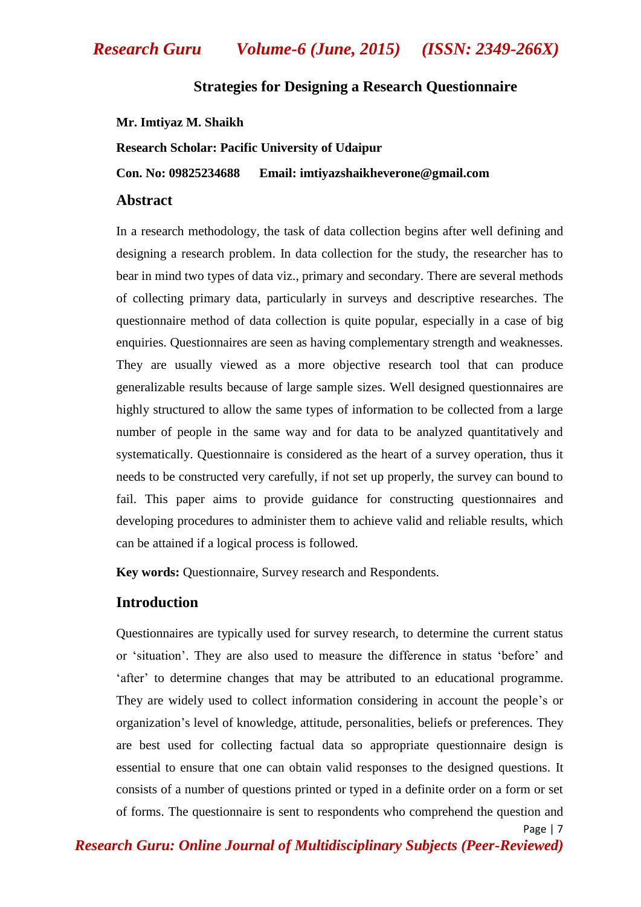# Strategies for Designing a Research Questionnaire

**Mr. Imtiyaz M. Shaikh**

**Research Scholar: Pacific University of Udaipur**

**Con. No: 09825234688 Email: imtiyazshaikheverone@gmail.com**

## Abstract

In a research methodology, the task of data collection begins after well defining and designing a research problem. In data collection for the study, the researcher has to bear in mind two types of data viz., primary and secondary. There are several methods of collecting primary data, particularly in surveys and descriptive researches. The questionnaire method of data collection is quite popular, especially in a case of big enquiries. Questionnaires are seen as having complementary strength and weaknesses. They are usually viewed as a more objective research tool that can produce generalizable results because of large sample sizes. Well designed questionnaires are highly structured to allow the same types of information to be collected from a large number of people in the same way and for data to be analyzed quantitatively and systematically. Questionnaire is considered as the heart of a survey operation, thus it needs to be constructed very carefully, if not set up properly, the survey can bound to fail. This paper aims to provide guidance for constructing questionnaires and developing procedures to administer them to achieve valid and reliable results, which can be attained if a logical process is followed.

**Key words:** Questionnaire, Survey research and Respondents.

## Introduction

Questionnaires are typically used for survey research, to determine the current status or 'situation'. They are also used to measure the difference in status 'before' and 'after' to determine changes that may be attributed to an educational programme. They are widely used to collect information considering in account the people's or organization's level of knowledge, attitude, personalities, beliefs or preferences. They are best used for collecting factual data so appropriate questionnaire design is essential to ensure that one can obtain valid responses to the designed questions. It consists of a number of questions printed or typed in a definite order on a form or set of forms. The questionnaire is sent to respondents who comprehend the question and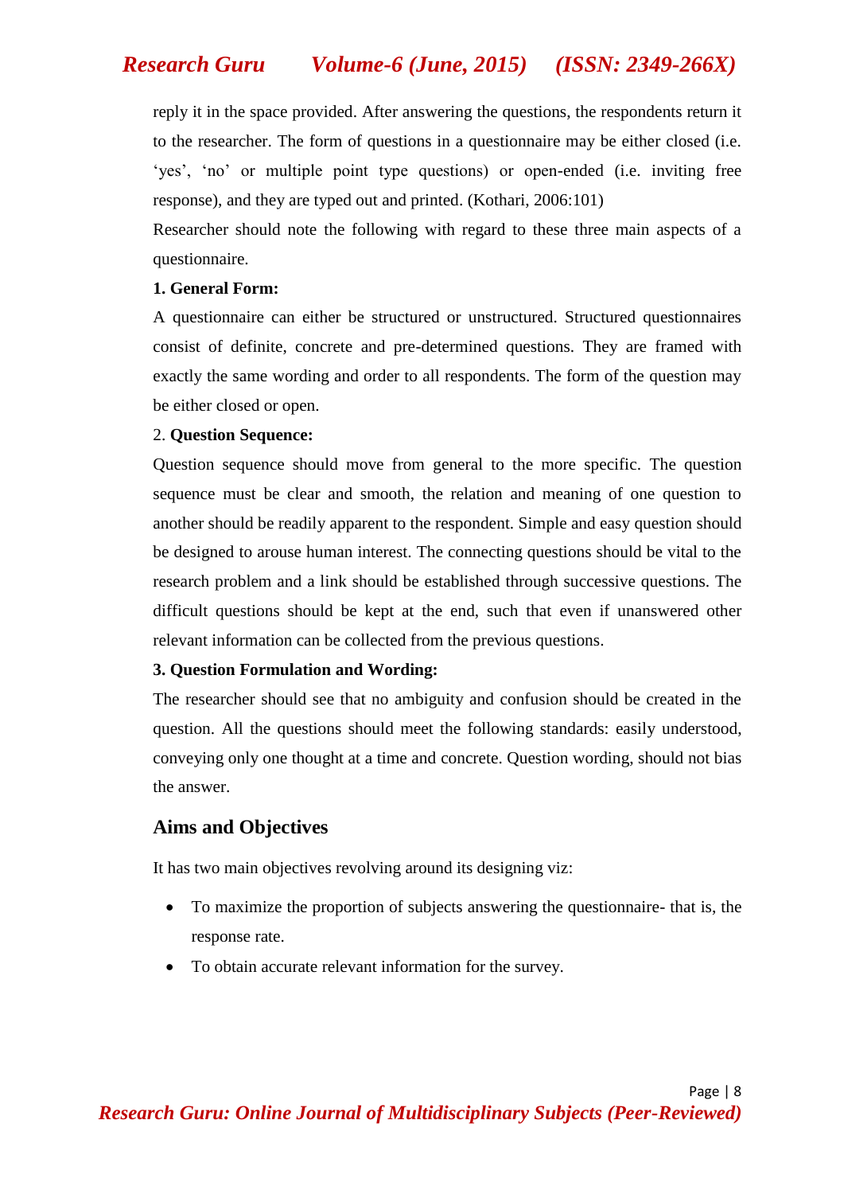reply it in the space provided. After answering the questions, the respondents return it to the researcher. The form of questions in a questionnaire may be either closed (i.e. 'yes', 'no' or multiple point type questions) or open-ended (i.e. inviting free response), and they are typed out and printed. (Kothari, 2006:101)

Researcher should note the following with regard to these three main aspects of a questionnaire.

**1. General Form:**

A questionnaire can either be structured or unstructured. Structured questionnaires consist of definite, concrete and pre-determined questions. They are framed with exactly the same wording and order to all respondents. The form of the question may be either closed or open.

2. **Question Sequence:**

Question sequence should move from general to the more specific. The question sequence must be clear and smooth, the relation and meaning of one question to another should be readily apparent to the respondent. Simple and easy question should be designed to arouse human interest. The connecting questions should be vital to the research problem and a link should be established through successive questions. The difficult questions should be kept at the end, such that even if unanswered other relevant information can be collected from the previous questions.

**3. Question Formulation and Wording:**

The researcher should see that no ambiguity and confusion should be created in the question. All the questions should meet the following standards: easily understood, conveying only one thought at a time and concrete. Question wording, should not bias the answer.

## Aims and Objectives

It has two main objectives revolving around its designing viz:

- To maximize the proportion of subjects answering the questionnaire- that is, the response rate.
- To obtain accurate relevant information for the survey.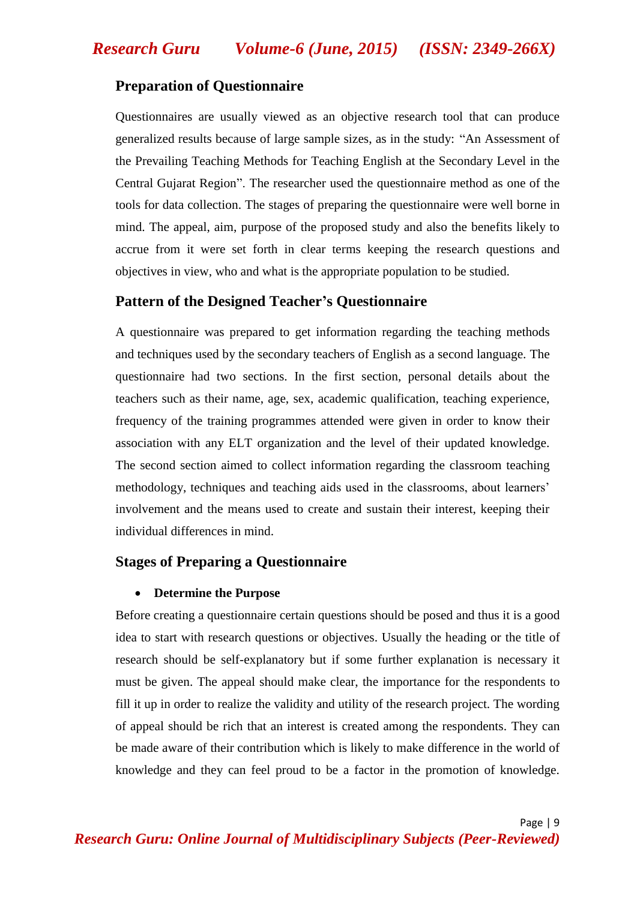## Preparation of Questionnaire

Questionnaires are usually viewed as an objective research tool that can produce generalized results because of large sample sizes, as in the study: "An Assessment of the Prevailing Teaching Methods for Teaching English at the Secondary Level in the Central Gujarat Region". The researcher used the questionnaire method as one of the tools for data collection. The stages of preparing the questionnaire were well borne in mind. The appeal, aim, purpose of the proposed study and also the benefits likely to accrue from it were set forth in clear terms keeping the research questions and objectives in view, who and what is the appropriate population to be studied.

## Pattern of the Designed Teacher's Questionnaire

A questionnaire was prepared to get information regarding the teaching methods and techniques used by the secondary teachers of English as a second language. The questionnaire had two sections. In the first section, personal details about the teachers such as their name, age, sex, academic qualification, teaching experience, frequency of the training programmes attended were given in order to know their association with any ELT organization and the level of their updated knowledge. The second section aimed to collect information regarding the classroom teaching methodology, techniques and teaching aids used in the classrooms, about learners' involvement and the means used to create and sustain their interest, keeping their individual differences in mind.

## Stages of Preparing a Questionnaire

- **Determine the Purpose**

Before creating a questionnaire certain questions should be posed and thus it is a good idea to start with research questions or objectives. Usually the heading or the title of research should be self-explanatory but if some further explanation is necessary it must be given. The appeal should make clear, the importance for the respondents to fill it up in order to realize the validity and utility of the research project. The wording of appeal should be rich that an interest is created among the respondents. They can be made aware of their contribution which is likely to make difference in the world of knowledge and they can feel proud to be a factor in the promotion of knowledge.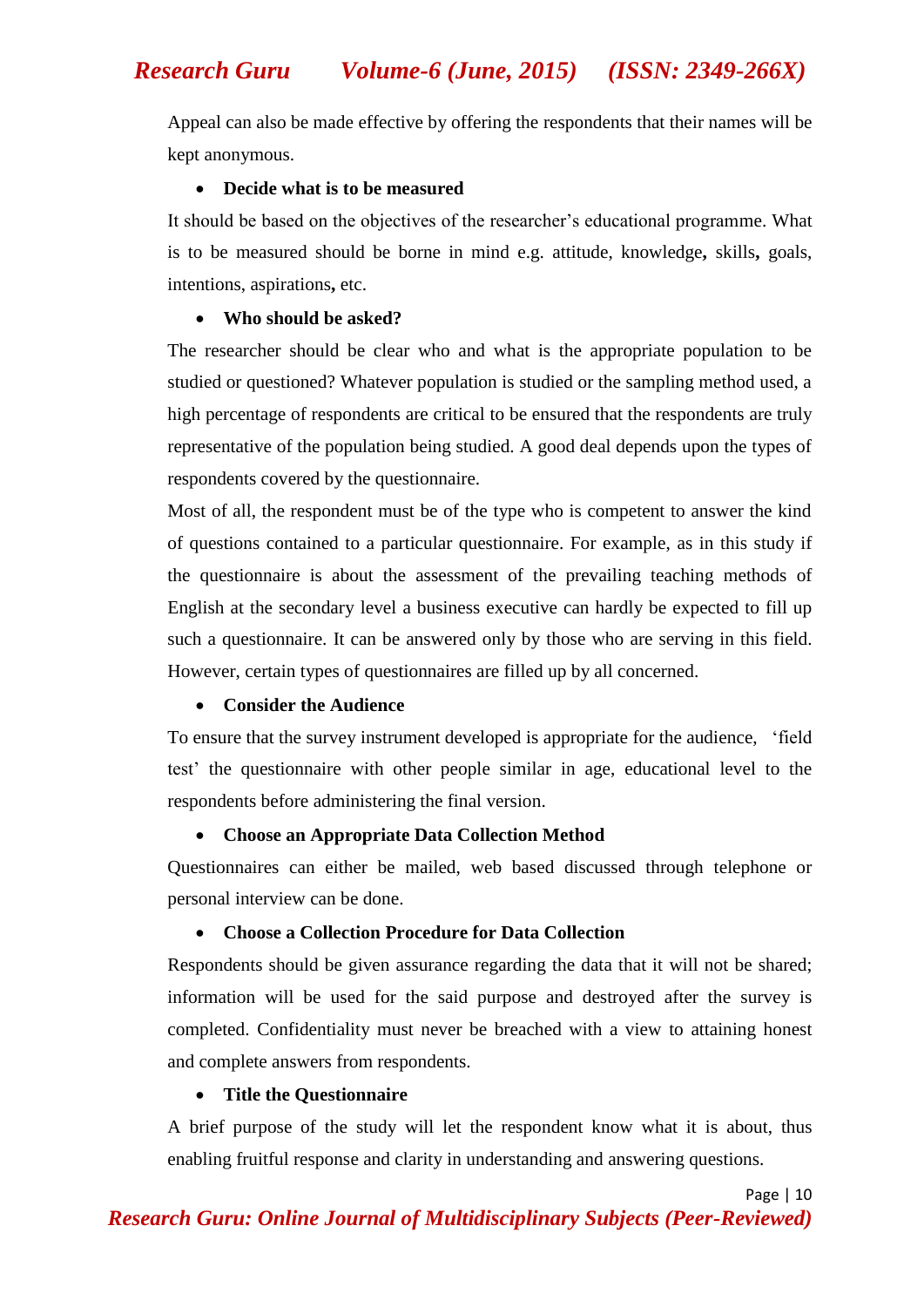Appeal can also be made effective by offering the respondents that their names will be kept anonymous.

- **Decide what is to be measured**

It should be based on the objectives of the researcher's educational programme. What is to be measured should be borne in mind e.g. attitude, knowledge**,** skills**,** goals, intentions, aspirations**,** etc.

- **Who should be asked?**

The researcher should be clear who and what is the appropriate population to be studied or questioned? Whatever population is studied or the sampling method used, a high percentage of respondents are critical to be ensured that the respondents are truly representative of the population being studied. A good deal depends upon the types of respondents covered by the questionnaire.

Most of all, the respondent must be of the type who is competent to answer the kind of questions contained to a particular questionnaire. For example, as in this study if the questionnaire is about the assessment of the prevailing teaching methods of English at the secondary level a business executive can hardly be expected to fill up such a questionnaire. It can be answered only by those who are serving in this field. However, certain types of questionnaires are filled up by all concerned.

- **Consider the Audience**

To ensure that the survey instrument developed is appropriate for the audience, 'field test' the questionnaire with other people similar in age, educational level to the respondents before administering the final version.

- **Choose an Appropriate Data Collection Method**

Questionnaires can either be mailed, web based discussed through telephone or personal interview can be done.

- **Choose a Collection Procedure for Data Collection**

Respondents should be given assurance regarding the data that it will not be shared; information will be used for the said purpose and destroyed after the survey is completed. Confidentiality must never be breached with a view to attaining honest and complete answers from respondents.

- **Title the Questionnaire**

A brief purpose of the study will let the respondent know what it is about, thus enabling fruitful response and clarity in understanding and answering questions.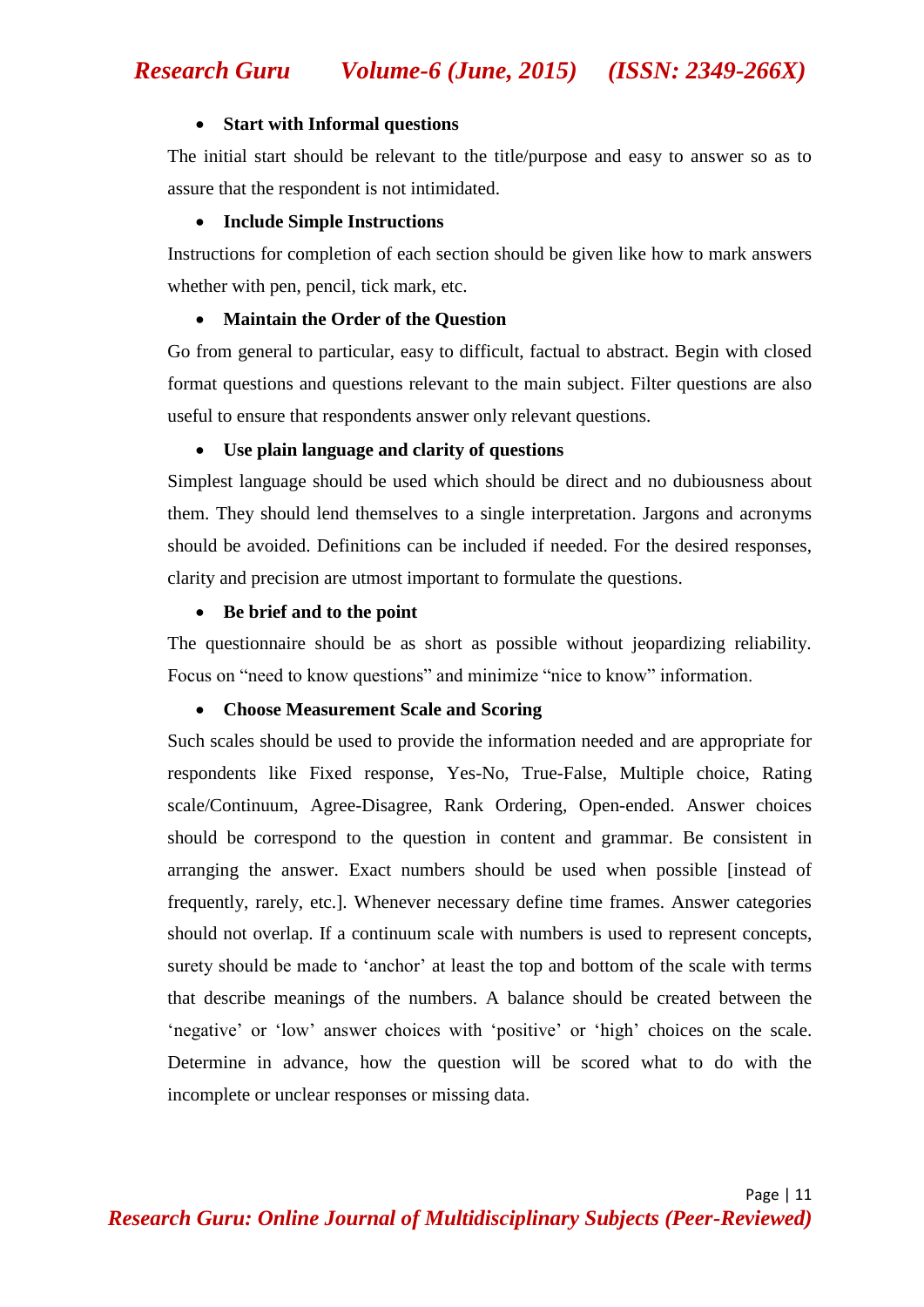- **Start with Informal questions**

The initial start should be relevant to the title/purpose and easy to answer so as to assure that the respondent is not intimidated.

- **Include Simple Instructions**

Instructions for completion of each section should be given like how to mark answers whether with pen, pencil, tick mark, etc.

- **Maintain the Order of the Question**

Go from general to particular, easy to difficult, factual to abstract. Begin with closed format questions and questions relevant to the main subject. Filter questions are also useful to ensure that respondents answer only relevant questions.

- **Use plain language and clarity of questions**

Simplest language should be used which should be direct and no dubiousness about them. They should lend themselves to a single interpretation. Jargons and acronyms should be avoided. Definitions can be included if needed. For the desired responses, clarity and precision are utmost important to formulate the questions.

- **Be brief and to the point**

The questionnaire should be as short as possible without jeopardizing reliability. Focus on "need to know questions" and minimize "nice to know" information.

- **Choose Measurement Scale and Scoring**

Such scales should be used to provide the information needed and are appropriate for respondents like Fixed response, Yes-No, True-False, Multiple choice, Rating scale/Continuum, Agree-Disagree, Rank Ordering, Open-ended. Answer choices should be correspond to the question in content and grammar. Be consistent in arranging the answer. Exact numbers should be used when possible [instead of frequently, rarely, etc.]. Whenever necessary define time frames. Answer categories should not overlap. If a continuum scale with numbers is used to represent concepts, surety should be made to 'anchor' at least the top and bottom of the scale with terms that describe meanings of the numbers. A balance should be created between the 'negative' or 'low' answer choices with 'positive' or 'high' choices on the scale. Determine in advance, how the question will be scored what to do with the incomplete or unclear responses or missing data.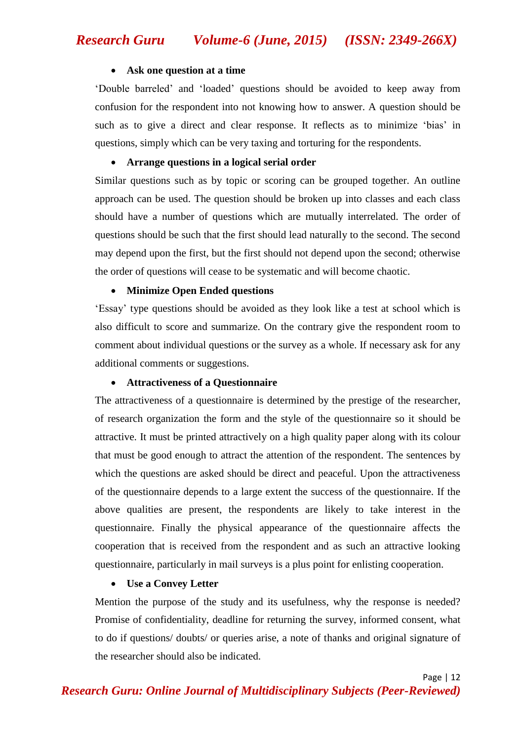- **Ask one question at a time**

'Double barreled' and 'loaded' questions should be avoided to keep away from confusion for the respondent into not knowing how to answer. A question should be such as to give a direct and clear response. It reflects as to minimize 'bias' in questions, simply which can be very taxing and torturing for the respondents.

- **Arrange questions in a logical serial order**

Similar questions such as by topic or scoring can be grouped together. An outline approach can be used. The question should be broken up into classes and each class should have a number of questions which are mutually interrelated. The order of questions should be such that the first should lead naturally to the second. The second may depend upon the first, but the first should not depend upon the second; otherwise the order of questions will cease to be systematic and will become chaotic.

- **Minimize Open Ended questions**

'Essay' type questions should be avoided as they look like a test at school which is also difficult to score and summarize. On the contrary give the respondent room to comment about individual questions or the survey as a whole. If necessary ask for any additional comments or suggestions.

- **Attractiveness of a Questionnaire**

The attractiveness of a questionnaire is determined by the prestige of the researcher, of research organization the form and the style of the questionnaire so it should be attractive. It must be printed attractively on a high quality paper along with its colour that must be good enough to attract the attention of the respondent. The sentences by which the questions are asked should be direct and peaceful. Upon the attractiveness of the questionnaire depends to a large extent the success of the questionnaire. If the above qualities are present, the respondents are likely to take interest in the questionnaire. Finally the physical appearance of the questionnaire affects the cooperation that is received from the respondent and as such an attractive looking questionnaire, particularly in mail surveys is a plus point for enlisting cooperation.

- **Use a Convey Letter**

Mention the purpose of the study and its usefulness, why the response is needed? Promise of confidentiality, deadline for returning the survey, informed consent, what to do if questions/ doubts/ or queries arise, a note of thanks and original signature of the researcher should also be indicated.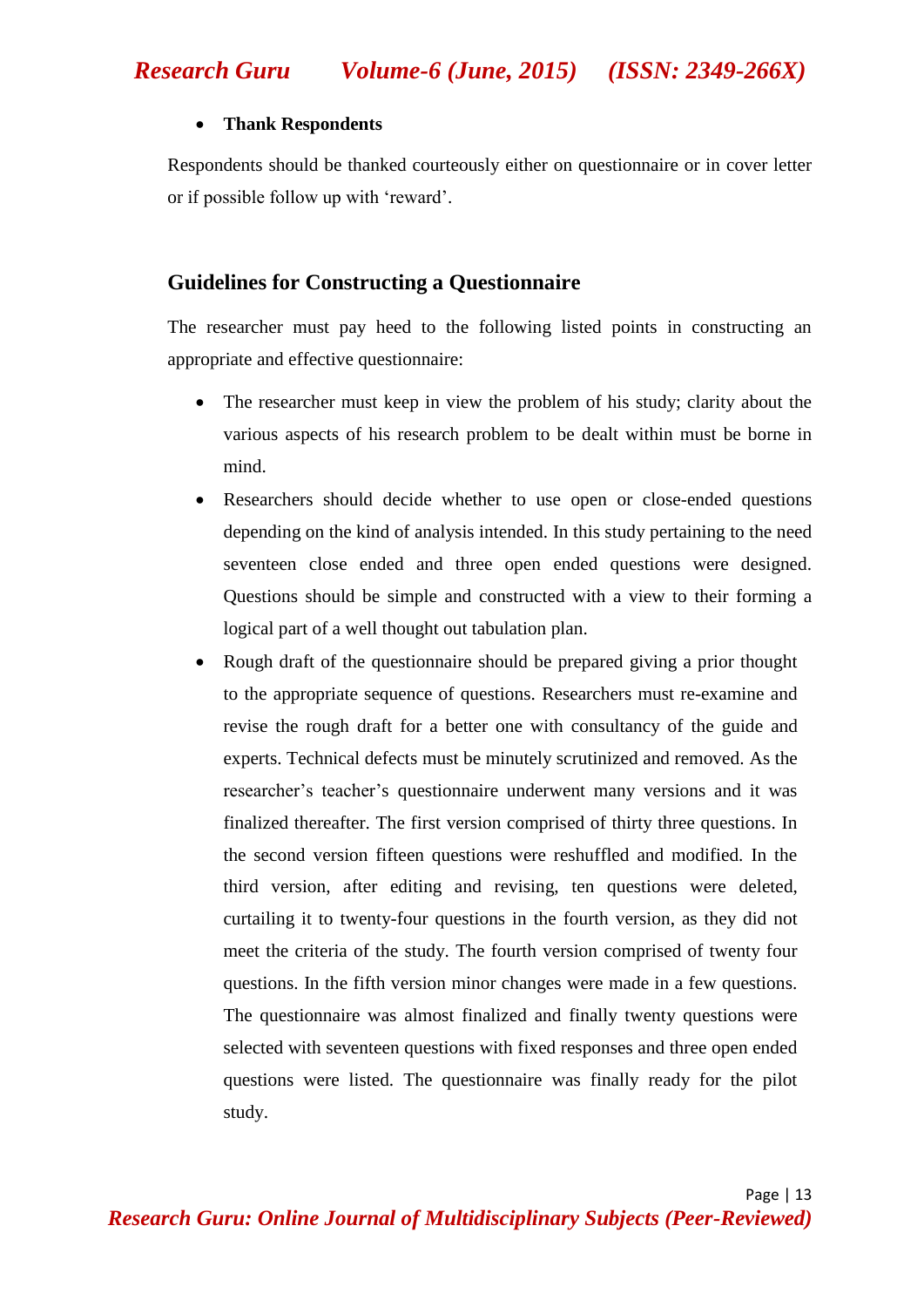- **Thank Respondents**

Respondents should be thanked courteously either on questionnaire or in cover letter or if possible follow up with 'reward'.

## Guidelines for Constructing a Questionnaire

The researcher must pay heed to the following listed points in constructing an appropriate and effective questionnaire:

- The researcher must keep in view the problem of his study; clarity about the various aspects of his research problem to be dealt within must be borne in mind.
- Researchers should decide whether to use open or close-ended questions depending on the kind of analysis intended. In this study pertaining to the need seventeen close ended and three open ended questions were designed. Questions should be simple and constructed with a view to their forming a logical part of a well thought out tabulation plan.
- Rough draft of the questionnaire should be prepared giving a prior thought to the appropriate sequence of questions. Researchers must re-examine and revise the rough draft for a better one with consultancy of the guide and experts. Technical defects must be minutely scrutinized and removed. As the researcher's teacher's questionnaire underwent many versions and it was finalized thereafter. The first version comprised of thirty three questions. In the second version fifteen questions were reshuffled and modified. In the third version, after editing and revising, ten questions were deleted, curtailing it to twenty-four questions in the fourth version, as they did not meet the criteria of the study. The fourth version comprised of twenty four questions. In the fifth version minor changes were made in a few questions. The questionnaire was almost finalized and finally twenty questions were selected with seventeen questions with fixed responses and three open ended questions were listed. The questionnaire was finally ready for the pilot study.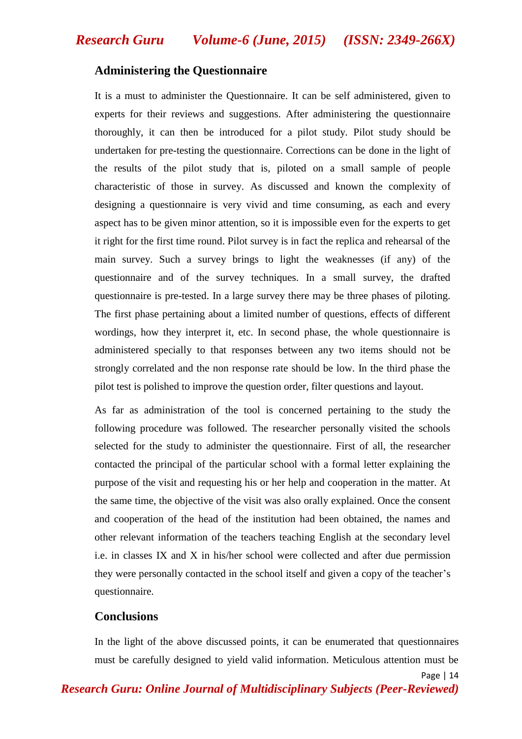## Administering the Questionnaire

It is a must to administer the Questionnaire. It can be self administered, given to experts for their reviews and suggestions. After administering the questionnaire thoroughly, it can then be introduced for a pilot study. Pilot study should be undertaken for pre-testing the questionnaire. Corrections can be done in the light of the results of the pilot study that is, piloted on a small sample of people characteristic of those in survey. As discussed and known the complexity of designing a questionnaire is very vivid and time consuming, as each and every aspect has to be given minor attention, so it is impossible even for the experts to get it right for the first time round. Pilot survey is in fact the replica and rehearsal of the main survey. Such a survey brings to light the weaknesses (if any) of the questionnaire and of the survey techniques. In a small survey, the drafted questionnaire is pre-tested. In a large survey there may be three phases of piloting. The first phase pertaining about a limited number of questions, effects of different wordings, how they interpret it, etc. In second phase, the whole questionnaire is administered specially to that responses between any two items should not be strongly correlated and the non response rate should be low. In the third phase the pilot test is polished to improve the question order, filter questions and layout.

As far as administration of the tool is concerned pertaining to the study the following procedure was followed. The researcher personally visited the schools selected for the study to administer the questionnaire. First of all, the researcher contacted the principal of the particular school with a formal letter explaining the purpose of the visit and requesting his or her help and cooperation in the matter. At the same time, the objective of the visit was also orally explained. Once the consent and cooperation of the head of the institution had been obtained, the names and other relevant information of the teachers teaching English at the secondary level i.e. in classes IX and X in his/her school were collected and after due permission they were personally contacted in the school itself and given a copy of the teacher's questionnaire.

## Conclusions

In the light of the above discussed points, it can be enumerated that questionnaires must be carefully designed to yield valid information. Meticulous attention must be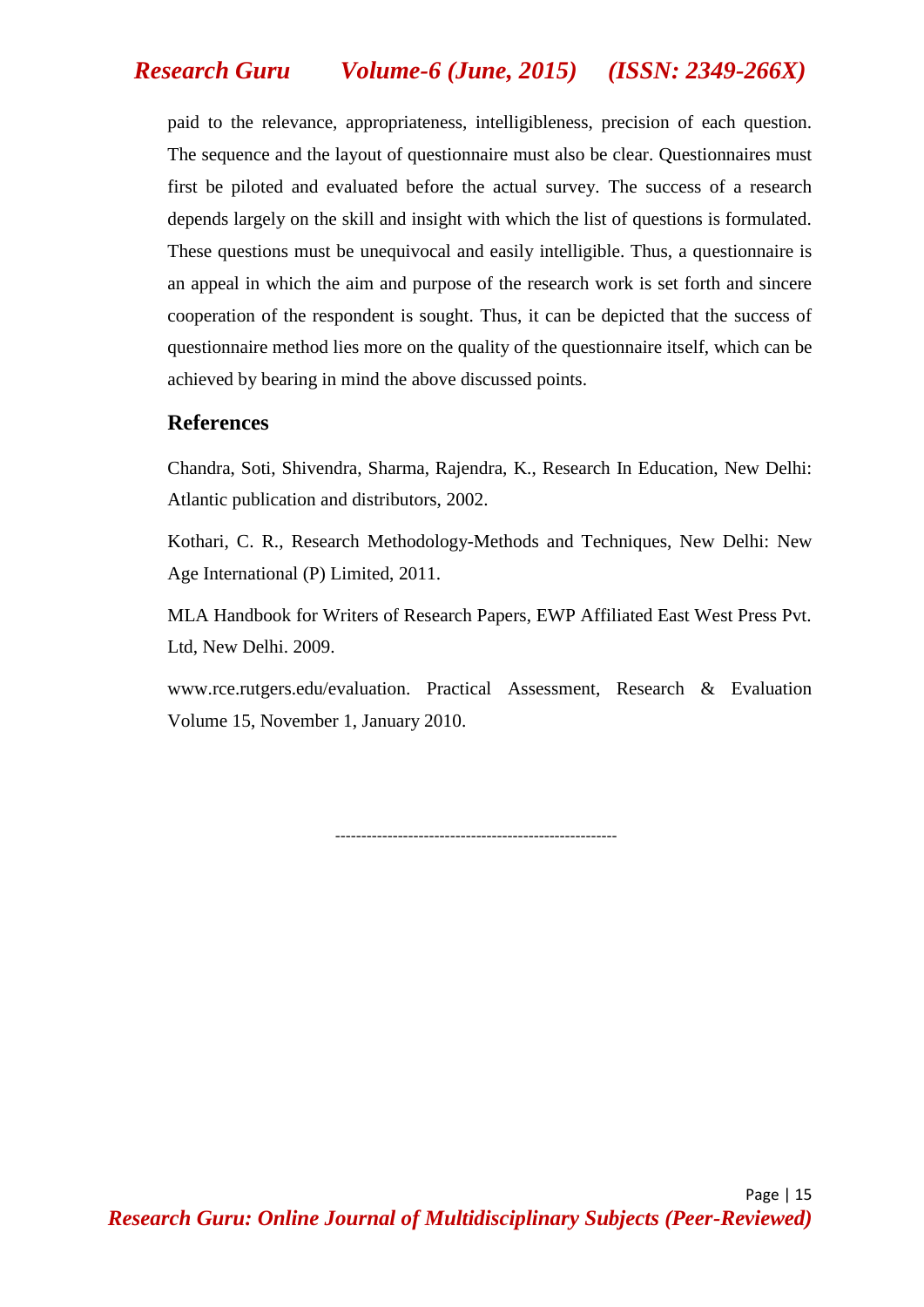paid to the relevance, appropriateness, intelligibleness, precision of each question. The sequence and the layout of questionnaire must also be clear. Questionnaires must first be piloted and evaluated before the actual survey. The success of a research depends largely on the skill and insight with which the list of questions is formulated. These questions must be unequivocal and easily intelligible. Thus, a questionnaire is an appeal in which the aim and purpose of the research work is set forth and sincere cooperation of the respondent is sought. Thus, it can be depicted that the success of questionnaire method lies more on the quality of the questionnaire itself, which can be achieved by bearing in mind the above discussed points.

## References

Chandra, Soti, Shivendra, Sharma, Rajendra, K., Research In Education, New Delhi: Atlantic publication and distributors, 2002.

Kothari, C. R., Research Methodology-Methods and Techniques, New Delhi: New Age International (P) Limited, 2011.

MLA Handbook for Writers of Research Papers, EWP Affiliated East West Press Pvt. Ltd, New Delhi. 2009.

www.rce.rutgers.edu/evaluation. Practical Assessment, Research & Evaluation Volume 15, November 1, January 2010.

-----------------------------------------------------